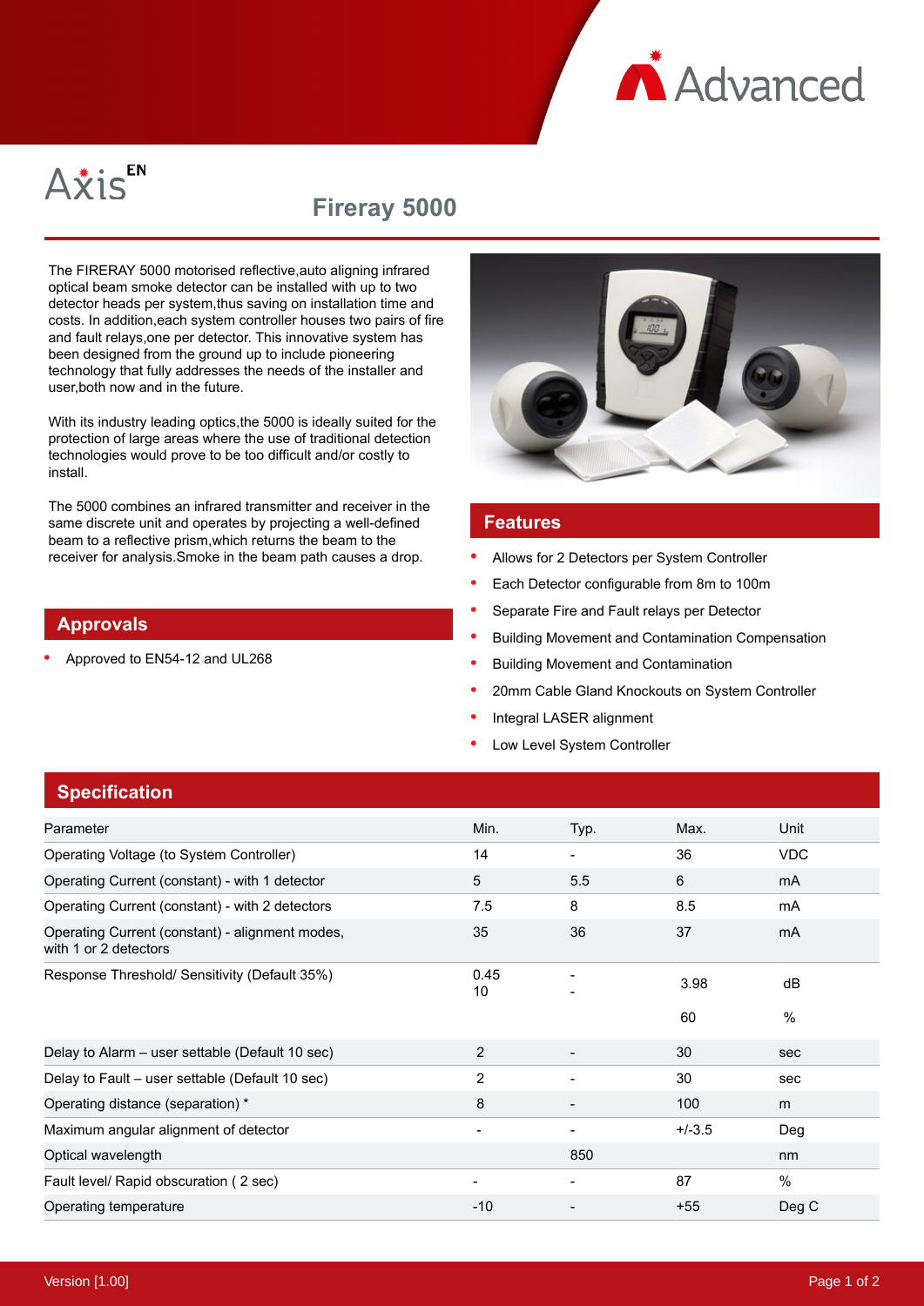Axis EN

# Fireray 5000

The FIRERAY 5000 motorised reflective,auto aligning infrared optical beam smoke detector can be installed with up to two detector heads per system,thus saving on installation time and costs. In addition,each system controller houses two pairs of fire and fault relays,one per detector. This innovative system has been designed from the ground up to include pioneering technology that fully addresses the needs of the installer and user,both now and in the future.

With its industry leading optics,the 5000 is ideally suited for the protection of large areas where the use of traditional detection technologies would prove to be too difficult and/or costly to install.

The 5000 combines an infrared transmitter and receiver in the same discrete unit and operates by projecting a well-defined beam to a reflective prism,which returns the beam to the receiver for analysis.Smoke in the beam path causes a drop.

## Approvals

- Approved to EN54-12 and UL268

## Features

- Allows for 2 Detectors per System Controller
- Each Detector configurable from 8m to 100m
- Separate Fire and Fault relays per Detector
- Building Movement and Contamination Compensation
- Building Movement and Contamination
- 20mm Cable Gland Knockouts on System Controller
- Integral LASER alignment
- Low Level System Controller

## Specification

| Parameter | Min. | Typ. | Max. | Unit |
|---|---|---|---|---|
| Operating Voltage (to System Controller) | 14 | - | 36 | VDC |
| Operating Current (constant) - with 1 detector | 5 | 5.5 | 6 | mA |
| Operating Current (constant) - with 2 detectors | 7.5 | 8 | 8.5 | mA |
| Operating Current (constant) - alignment modes, with 1 or 2 detectors | 35 | 36 | 37 | mA |
| Response Threshold/ Sensitivity (Default 35%) | 0.45 | - | 3.98 | dB |
| | 10 | - | 60 | % |
| Delay to Alarm – user settable (Default 10 sec) | 2 | - | 30 | sec |
| Delay to Fault – user settable (Default 10 sec) | 2 | - | 30 | sec |
| Operating distance (separation) * | 8 | - | 100 | m |
| Maximum angular alignment of detector | - | - | +/-3.5 | Deg |
| Optical wavelength | | 850 | | nm |
| Fault level/ Rapid obscuration ( 2 sec) | - | - | 87 | % |
| Operating temperature | -10 | - | +55 | Deg C |

Version [1.00]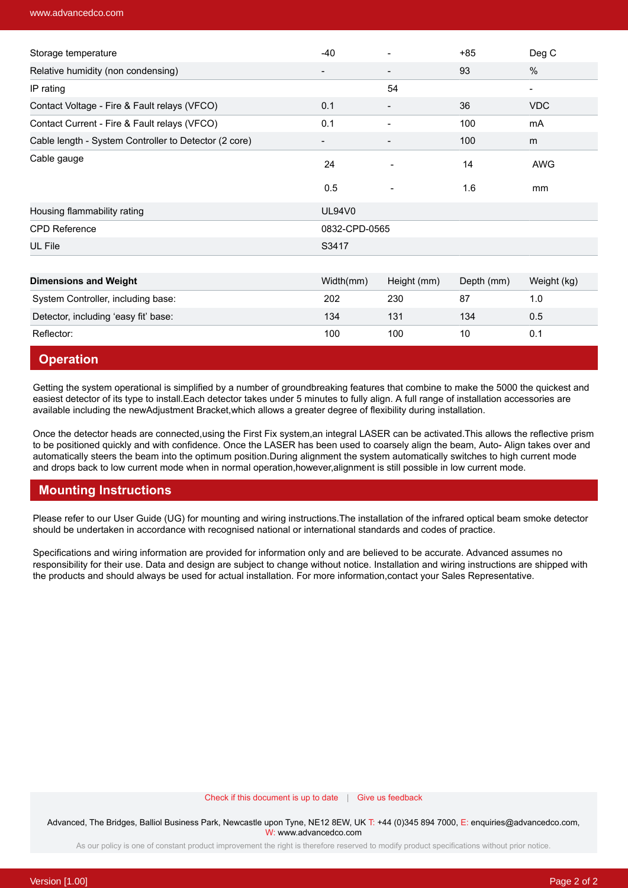| | | | | |
|---|---|---|---|---|
| Storage temperature | -40 | - | +85 | Deg C |
| Relative humidity (non condensing) | - | - | 93 | % |
| IP rating | | 54 | | - |
| Contact Voltage - Fire & Fault relays (VFCO) | 0.1 | - | 36 | VDC |
| Contact Current - Fire & Fault relays (VFCO) | 0.1 | - | 100 | mA |
| Cable length - System Controller to Detector (2 core) | - | - | 100 | m |
| Cable gauge | 24 | - | 14 | AWG |
| | 0.5 | - | 1.6 | mm |
| Housing flammability rating | UL94V0 | | | |
| CPD Reference | 0832-CPD-0565 | | | |
| UL File | S3417 | | | |

| **Dimensions and Weight** | Width(mm) | Height (mm) | Depth (mm) | Weight (kg) |
|---|---|---|---|---|
| System Controller, including base: | 202 | 230 | 87 | 1.0 |
| Detector, including 'easy fit' base: | 134 | 131 | 134 | 0.5 |
| Reflector: | 100 | 100 | 10 | 0.1 |

## Operation

Getting the system operational is simplified by a number of groundbreaking features that combine to make the 5000 the quickest and easiest detector of its type to install.Each detector takes under 5 minutes to fully align. A full range of installation accessories are available including the newAdjustment Bracket,which allows a greater degree of flexibility during installation.

Once the detector heads are connected,using the First Fix system,an integral LASER can be activated.This allows the reflective prism to be positioned quickly and with confidence. Once the LASER has been used to coarsely align the beam, Auto- Align takes over and automatically steers the beam into the optimum position.During alignment the system automatically switches to high current mode and drops back to low current mode when in normal operation,however,alignment is still possible in low current mode.

## Mounting Instructions

Please refer to our User Guide (UG) for mounting and wiring instructions.The installation of the infrared optical beam smoke detector should be undertaken in accordance with recognised national or international standards and codes of practice.

Specifications and wiring information are provided for information only and are believed to be accurate. Advanced assumes no responsibility for their use. Data and design are subject to change without notice. Installation and wiring instructions are shipped with the products and should always be used for actual installation. For more information,contact your Sales Representative.

Check if this document is up to date | Give us feedback

Advanced, The Bridges, Balliol Business Park, Newcastle upon Tyne, NE12 8EW, UK T: +44 (0)345 894 7000, E: enquiries@advancedco.com, W: www.advancedco.com

As our policy is one of constant product improvement the right is therefore reserved to modify product specifications without prior notice.

Version [1.00]